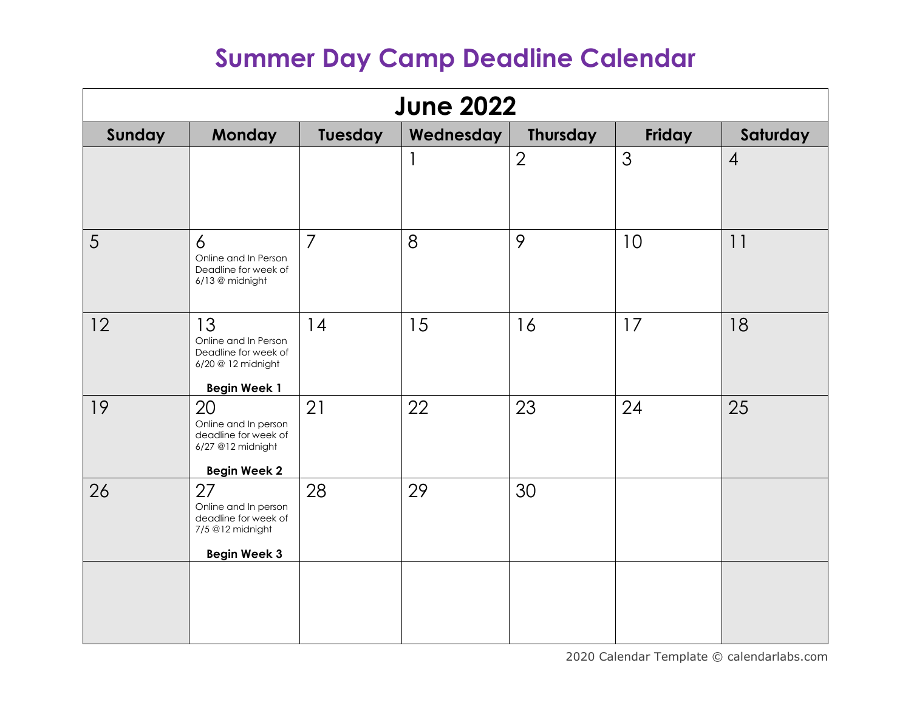# Summary Day Camp Deadline Calendar

| June 2022 | | | | | | |
|---|---|---|---|---|---|---|
| **Sunday** | **Monday** | **Tuesday** | **Wednesday** | **Thursday** | **Friday** | **Saturday** |
| | | | 1 | 2 | 3 | 4 |
| 5 | 6 Online and In Person Deadline for week of 6/13 @ midnight | 7 | 8 | 9 | 10 | 11 |
| 12 | 13 Online and In Person Deadline for week of 6/20 @ 12 midnight **Begin Week 1** | 14 | 15 | 16 | 17 | 18 |
| 19 | 20 Online and In person deadline for week of 6/27 @12 midnight **Begin Week 2** | 21 | 22 | 23 | 24 | 25 |
| 26 | 27 Online and In person deadline for week of 7/5 @12 midnight **Begin Week 3** | 28 | 29 | 30 | | |
| | | | | | | |

2020 Calendar Template © calendarlabs.com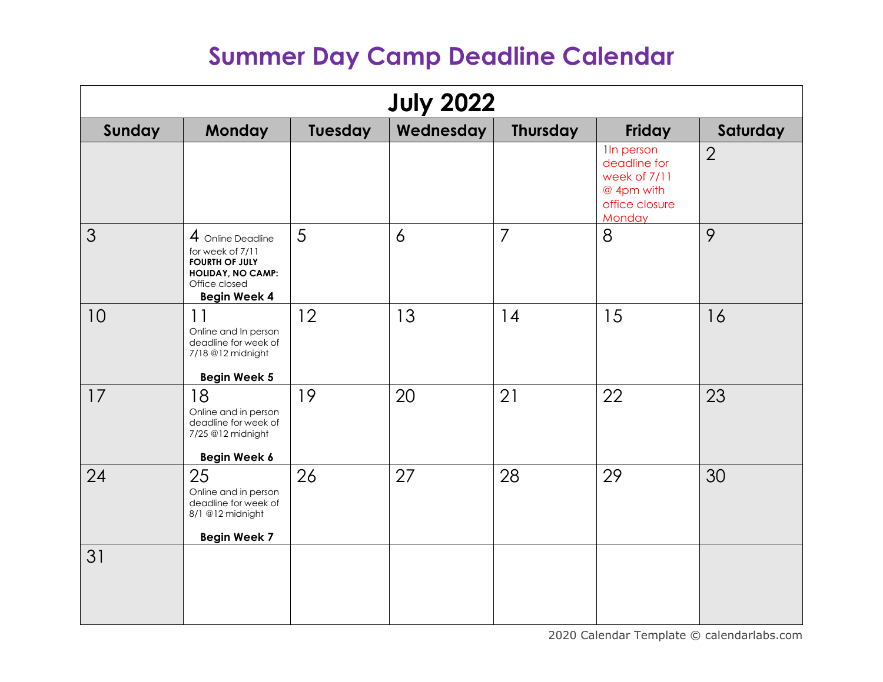# Summer Day Camp Deadline Calendar

| July 2022 | | | | | | |
|---|---|---|---|---|---|---|
| **Sunday** | **Monday** | **Tuesday** | **Wednesday** | **Thursday** | **Friday** | **Saturday** |
| | | | | | 1 In person deadline for week of 7/11 @ 4pm with office closure Monday | 2 |
| 3 | 4 Online Deadline for week of 7/11 **FOURTH OF JULY HOLIDAY, NO CAMP:** Office closed **Begin Week 4** | 5 | 6 | 7 | 8 | 9 |
| 10 | 11 Online and In person deadline for week of 7/18 @12 midnight **Begin Week 5** | 12 | 13 | 14 | 15 | 16 |
| 17 | 18 Online and in person deadline for week of 7/25 @12 midnight **Begin Week 6** | 19 | 20 | 21 | 22 | 23 |
| 24 | 25 Online and in person deadline for week of 8/1 @12 midnight **Begin Week 7** | 26 | 27 | 28 | 29 | 30 |
| 31 | | | | | | |

2020 Calendar Template © calendarlabs.com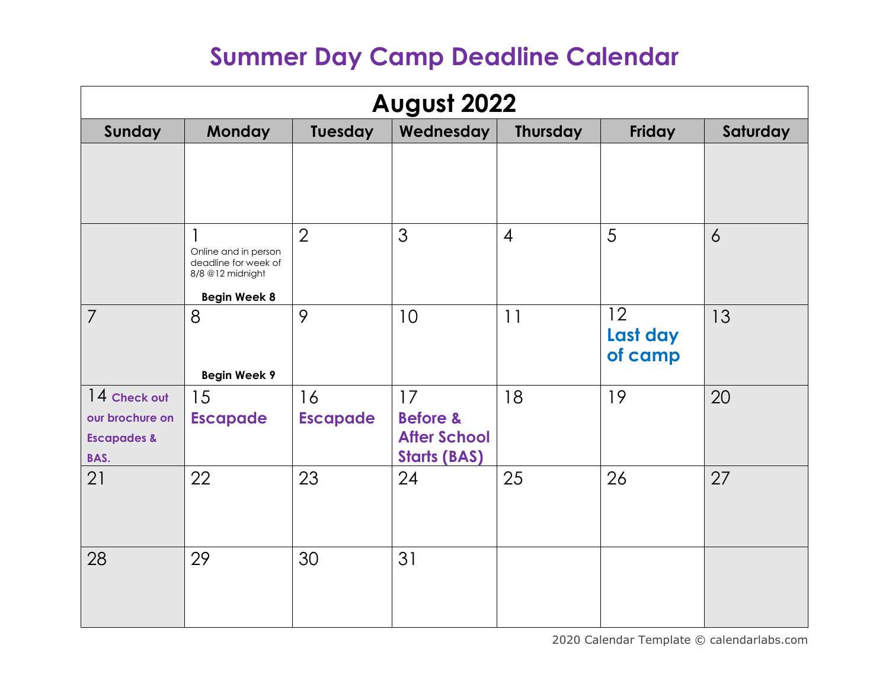# Summer Day Camp Deadline Calendar

| August 2022 | | | | | | |
|---|---|---|---|---|---|---|
| **Sunday** | **Monday** | **Tuesday** | **Wednesday** | **Thursday** | **Friday** | **Saturday** |
| | | | | | | |
| | 1 Online and in person deadline for week of 8/8 @12 midnight **Begin Week 8** | 2 | 3 | 4 | 5 | 6 |
| 7 | 8 **Begin Week 9** | 9 | 10 | 11 | 12 **Last day of camp** | 13 |
| 14 **Check out our brochure on Escapades & BAS.** | 15 **Escapade** | 16 **Escapade** | 17 **Before & After School Starts (BAS)** | 18 | 19 | 20 |
| 21 | 22 | 23 | 24 | 25 | 26 | 27 |
| 28 | 29 | 30 | 31 | | | |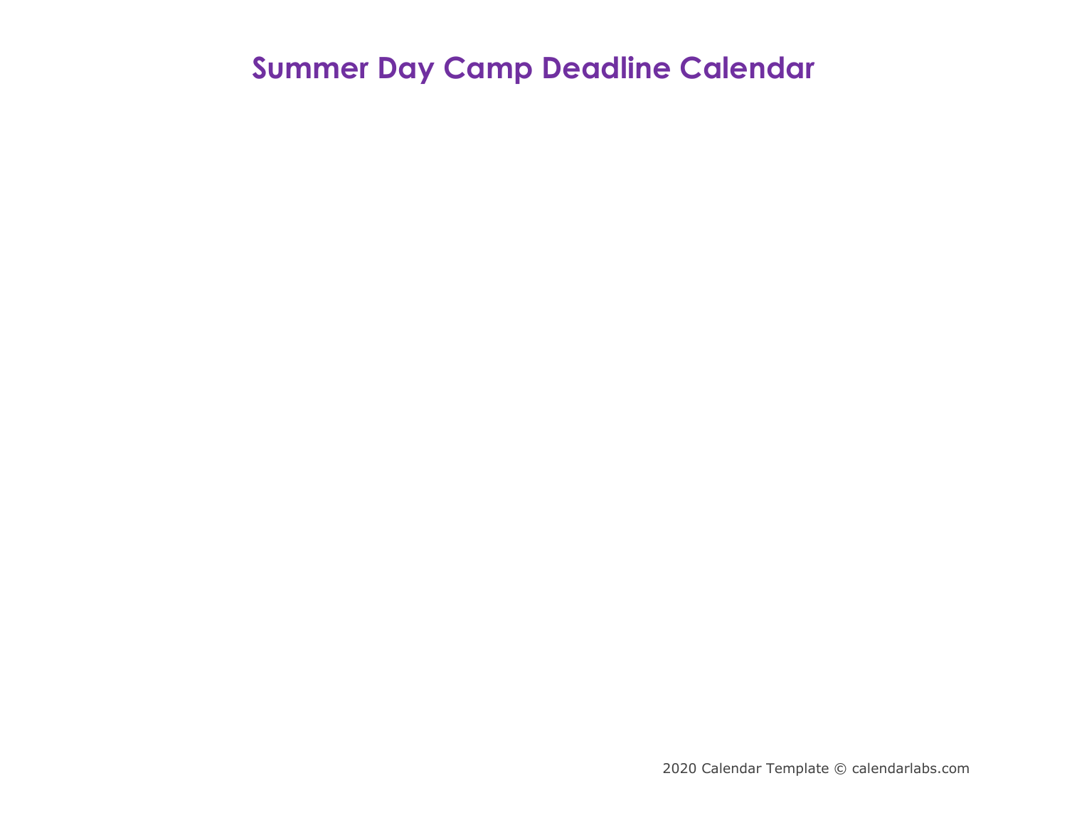# Summer Day Camp Deadline Calendar

2020 Calendar Template © calendarlabs.com